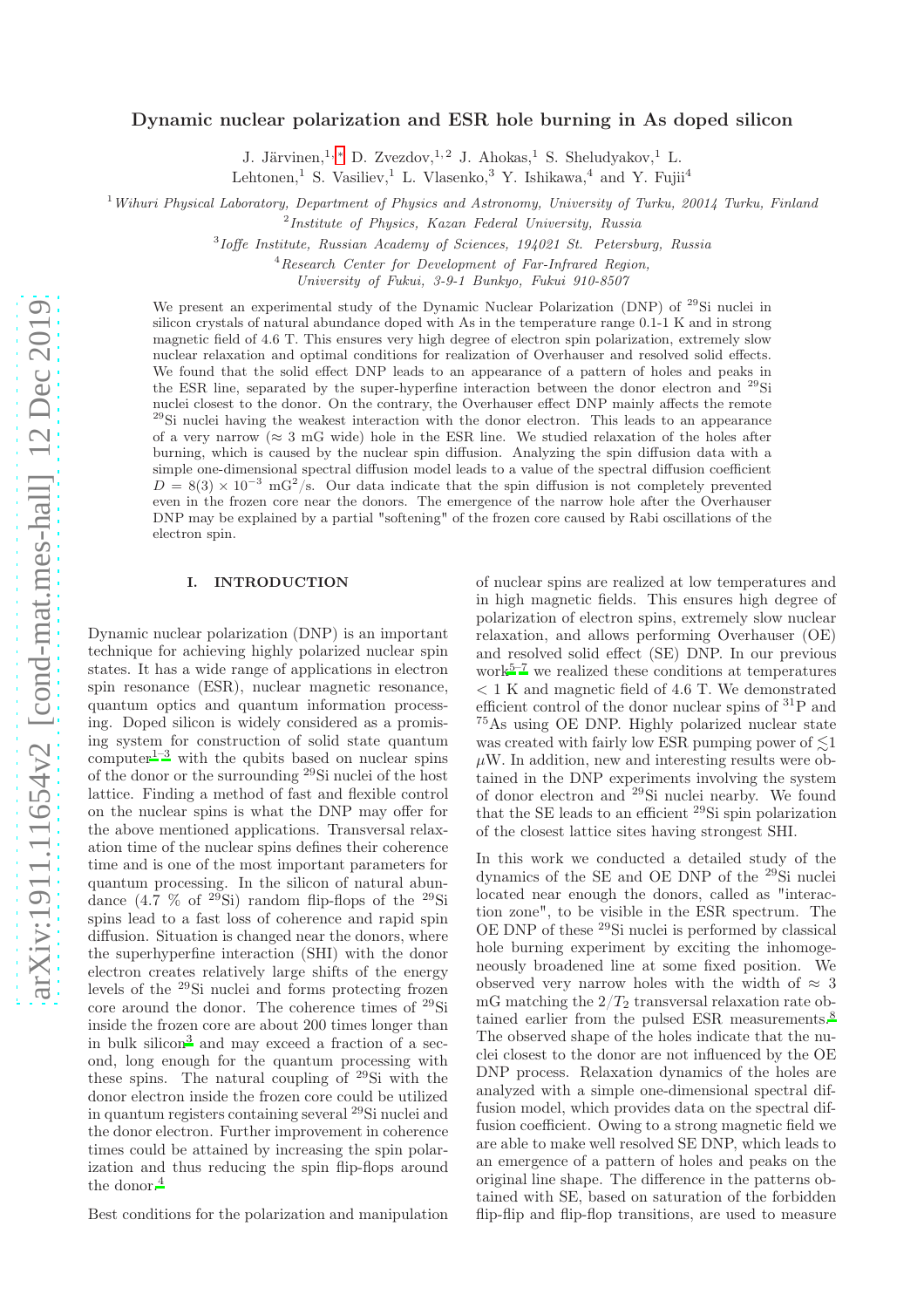# Dynamic nuclear polarization and ESR hole burning in As doped silicon

J. Järvinen,[1,*] D. Zvezdov,[1,2] J. Ahokas,[1] S. Sheludyakov,[1] L. Lehtonen,[1] S. Vasiliev,[1] L. Vlasenko,[3] Y. Ishikawa,[4] and Y. Fujii[4]

[1] *Wihuri Physical Laboratory, Department of Physics and Astronomy, University of Turku, 20014 Turku, Finland*

[2] *Institute of Physics, Kazan Federal University, Russia*

[3] *Ioffe Institute, Russian Academy of Sciences, 194021 St. Petersburg, Russia*

[4] *Research Center for Development of Far-Infrared Region, University of Fukui, 3-9-1 Bunkyo, Fukui 910-8507*

We present an experimental study of the Dynamic Nuclear Polarization (DNP) of $^{29}$Si nuclei in silicon crystals of natural abundance doped with As in the temperature range 0.1-1 K and in strong magnetic field of 4.6 T. This ensures very high degree of electron spin polarization, extremely slow nuclear relaxation and optimal conditions for realization of Overhauser and resolved solid effects. We found that the solid effect DNP leads to an appearance of a pattern of holes and peaks in the ESR line, separated by the super-hyperfine interaction between the donor electron and $^{29}$Si nuclei closest to the donor. On the contrary, the Overhauser effect DNP mainly affects the remote $^{29}$Si nuclei having the weakest interaction with the donor electron. This leads to an appearance of a very narrow ($\approx$ 3 mG wide) hole in the ESR line. We studied relaxation of the holes after burning, which is caused by the nuclear spin diffusion. Analyzing the spin diffusion data with a simple one-dimensional spectral diffusion model leads to a value of the spectral diffusion coefficient $D = 8(3) \times 10^{-3}$ mG$^2$/s. Our data indicate that the spin diffusion is not completely prevented even in the frozen core near the donors. The emergence of the narrow hole after the Overhauser DNP may be explained by a partial "softening" of the frozen core caused by Rabi oscillations of the electron spin.

## I. INTRODUCTION

Dynamic nuclear polarization (DNP) is an important technique for achieving highly polarized nuclear spin states. It has a wide range of applications in electron spin resonance (ESR), nuclear magnetic resonance, quantum optics and quantum information processing. Doped silicon is widely considered as a promising system for construction of solid state quantum computer[1–3] with the qubits based on nuclear spins of the donor or the surrounding $^{29}$Si nuclei of the host lattice. Finding a method of fast and flexible control on the nuclear spins is what the DNP may offer for the above mentioned applications. Transversal relaxation time of the nuclear spins defines their coherence time and is one of the most important parameters for quantum processing. In the silicon of natural abundance (4.7 % of $^{29}$Si) random flip-flops of the $^{29}$Si spins lead to a fast loss of coherence and rapid spin diffusion. Situation is changed near the donors, where the superhyperfine interaction (SHI) with the donor electron creates relatively large shifts of the energy levels of the $^{29}$Si nuclei and forms protecting frozen core around the donor. The coherence times of $^{29}$Si inside the frozen core are about 200 times longer than in bulk silicon[3] and may exceed a fraction of a second, long enough for the quantum processing with these spins. The natural coupling of $^{29}$Si with the donor electron inside the frozen core could be utilized in quantum registers containing several $^{29}$Si nuclei and the donor electron. Further improvement in coherence times could be attained by increasing the spin polarization and thus reducing the spin flip-flops around the donor.[4]

Best conditions for the polarization and manipulation of nuclear spins are realized at low temperatures and in high magnetic fields. This ensures high degree of polarization of electron spins, extremely slow nuclear relaxation, and allows performing Overhauser (OE) and resolved solid effect (SE) DNP. In our previous work[5–7] we realized these conditions at temperatures < 1 K and magnetic field of 4.6 T. We demonstrated efficient control of the donor nuclear spins of $^{31}$P and $^{75}$As using OE DNP. Highly polarized nuclear state was created with fairly low ESR pumping power of $\lesssim$1 $\mu$W. In addition, new and interesting results were obtained in the DNP experiments involving the system of donor electron and $^{29}$Si nuclei nearby. We found that the SE leads to an efficient $^{29}$Si spin polarization of the closest lattice sites having strongest SHI.

In this work we conducted a detailed study of the dynamics of the SE and OE DNP of the $^{29}$Si nuclei located near enough the donors, called as "interaction zone", to be visible in the ESR spectrum. The OE DNP of these $^{29}$Si nuclei is performed by classical hole burning experiment by exciting the inhomogeneously broadened line at some fixed position. We observed very narrow holes with the width of $\approx$ 3 mG matching the $2/T_2$ transversal relaxation rate obtained earlier from the pulsed ESR measurements.[8] The observed shape of the holes indicate that the nuclei closest to the donor are not influenced by the OE DNP process. Relaxation dynamics of the holes are analyzed with a simple one-dimensional spectral diffusion model, which provides data on the spectral diffusion coefficient. Owing to a strong magnetic field we are able to make well resolved SE DNP, which leads to an emergence of a pattern of holes and peaks on the original line shape. The difference in the patterns obtained with SE, based on saturation of the forbidden flip-flip and flip-flop transitions, are used to measure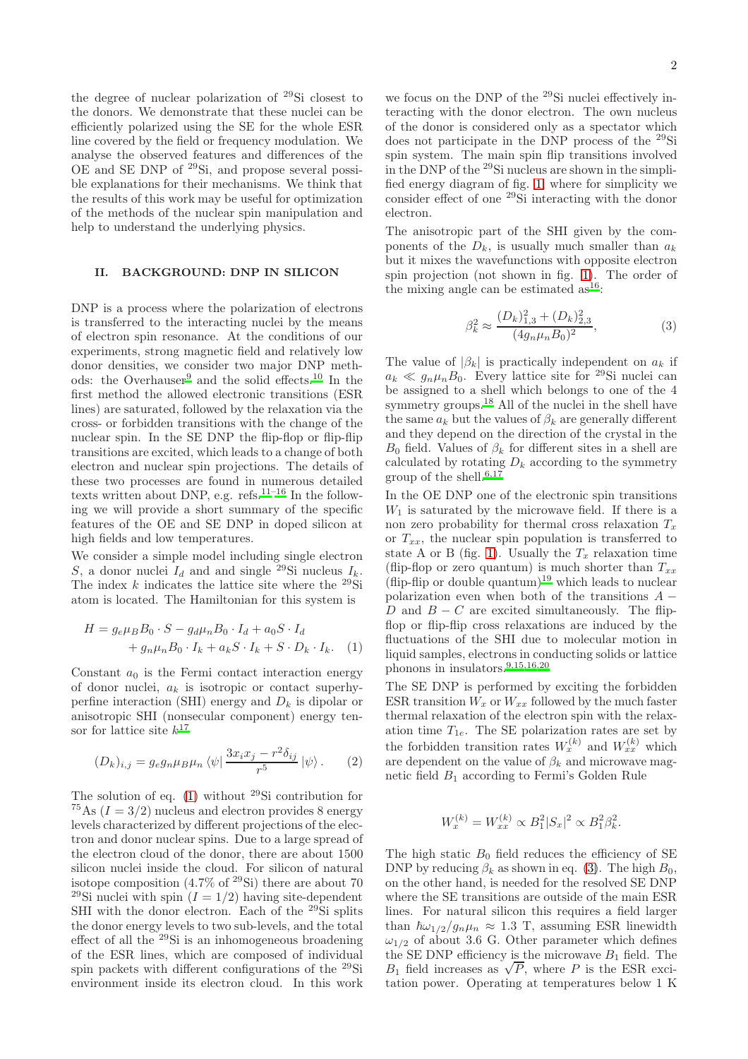the degree of nuclear polarization of $^{29}$Si closest to the donors. We demonstrate that these nuclei can be efficiently polarized using the SE for the whole ESR line covered by the field or frequency modulation. We analyse the observed features and differences of the OE and SE DNP of $^{29}$Si, and propose several possible explanations for their mechanisms. We think that the results of this work may be useful for optimization of the methods of the nuclear spin manipulation and help to understand the underlying physics.

## II. BACKGROUND: DNP IN SILICON

DNP is a process where the polarization of electrons is transferred to the interacting nuclei by the means of electron spin resonance. At the conditions of our experiments, strong magnetic field and relatively low donor densities, we consider two major DNP methods: the Overhauser[9] and the solid effects.[10] In the first method the allowed electronic transitions (ESR lines) are saturated, followed by the relaxation via the cross- or forbidden transitions with the change of the nuclear spin. In the SE DNP the flip-flop or flip-flip transitions are excited, which leads to a change of both electron and nuclear spin projections. The details of these two processes are found in numerous detailed texts written about DNP, e.g. refs.[11–16] In the following we will provide a short summary of the specific features of the OE and SE DNP in doped silicon at high fields and low temperatures.

We consider a simple model including single electron $S$, a donor nuclei $I_d$ and and single $^{29}$Si nucleus $I_k$. The index $k$ indicates the lattice site where the $^{29}$Si atom is located. The Hamiltonian for this system is

$$H = g_e\mu_B B_0 \cdot S - g_d\mu_n B_0 \cdot I_d + a_0 S \cdot I_d + g_n\mu_n B_0 \cdot I_k + a_k S \cdot I_k + S \cdot D_k \cdot I_k. \quad (1)$$

Constant $a_0$ is the Fermi contact interaction energy of donor nuclei, $a_k$ is isotropic or contact superhyperfine interaction (SHI) energy and $D_k$ is dipolar or anisotropic SHI (nonsecular component) energy tensor for lattice site $k$[17]

$$(D_k)_{i,j} = g_e g_n \mu_B \mu_n \left\langle \psi \right| \frac{3x_i x_j - r^2\delta_{ij}}{r^5} \left| \psi \right\rangle. \quad (2)$$

The solution of eq. (1) without $^{29}$Si contribution for $^{75}$As ($I = 3/2$) nucleus and electron provides 8 energy levels characterized by different projections of the electron and donor nuclear spins. Due to a large spread of the electron cloud of the donor, there are about 1500 silicon nuclei inside the cloud. For silicon of natural isotope composition (4.7% of $^{29}$Si) there are about 70 $^{29}$Si nuclei with spin ($I = 1/2$) having site-dependent SHI with the donor electron. Each of the $^{29}$Si splits the donor energy levels to two sub-levels, and the total effect of all the $^{29}$Si is an inhomogeneous broadening of the ESR lines, which are composed of individual spin packets with different configurations of the $^{29}$Si environment inside its electron cloud. In this work we focus on the DNP of the $^{29}$Si nuclei effectively interacting with the donor electron. The own nucleus of the donor is considered only as a spectator which does not participate in the DNP process of the $^{29}$Si spin system. The main spin flip transitions involved in the DNP of the $^{29}$Si nucleus are shown in the simplified energy diagram of fig. 1, where for simplicity we consider effect of one $^{29}$Si interacting with the donor electron.

The anisotropic part of the SHI given by the components of the $D_k$, is usually much smaller than $a_k$ but it mixes the wavefunctions with opposite electron spin projection (not shown in fig. 1). The order of the mixing angle can be estimated as[16]:

$$\beta_k^2 \approx \frac{(D_k)_{1,3}^2 + (D_k)_{2,3}^2}{(4g_n\mu_n B_0)^2}, \quad (3)$$

The value of $|\beta_k|$ is practically independent on $a_k$ if $a_k \ll g_n\mu_n B_0$. Every lattice site for $^{29}$Si nuclei can be assigned to a shell which belongs to one of the 4 symmetry groups.[18] All of the nuclei in the shell have the same $a_k$ but the values of $\beta_k$ are generally different and they depend on the direction of the crystal in the $B_0$ field. Values of $\beta_k$ for different sites in a shell are calculated by rotating $D_k$ according to the symmetry group of the shell.[6,17]

In the OE DNP one of the electronic spin transitions $W_1$ is saturated by the microwave field. If there is a non zero probability for thermal cross relaxation $T_x$ or $T_{xx}$, the nuclear spin population is transferred to state A or B (fig. 1). Usually the $T_x$ relaxation time (flip-flop or zero quantum) is much shorter than $T_{xx}$ (flip-flip or double quantum)[19] which leads to nuclear polarization even when both of the transitions $A-D$ and $B-C$ are excited simultaneously. The flip-flop or flip-flip cross relaxations are induced by the fluctuations of the SHI due to molecular motion in liquid samples, electrons in conducting solids or lattice phonons in insulators.[9,15,16,20]

The SE DNP is performed by exciting the forbidden ESR transition $W_x$ or $W_{xx}$ followed by the much faster thermal relaxation of the electron spin with the relaxation time $T_{1e}$. The SE polarization rates are set by the forbidden transition rates $W_x^{(k)}$ and $W_{xx}^{(k)}$ which are dependent on the value of $\beta_k$ and microwave magnetic field $B_1$ according to Fermi's Golden Rule

$$W_x^{(k)} = W_{xx}^{(k)} \propto B_1^2 |S_x|^2 \propto B_1^2 \beta_k^2.$$

The high static $B_0$ field reduces the efficiency of SE DNP by reducing $\beta_k$ as shown in eq. (3). The high $B_0$, on the other hand, is needed for the resolved SE DNP where the SE transitions are outside of the main ESR lines. For natural silicon this requires a field larger than $\hbar\omega_{1/2}/g_n\mu_n \approx 1.3$ T, assuming ESR linewidth $\omega_{1/2}$ of about 3.6 G. Other parameter which defines the SE DNP efficiency is the microwave $B_1$ field. The $B_1$ field increases as $\sqrt{P}$, where $P$ is the ESR excitation power. Operating at temperatures below 1 K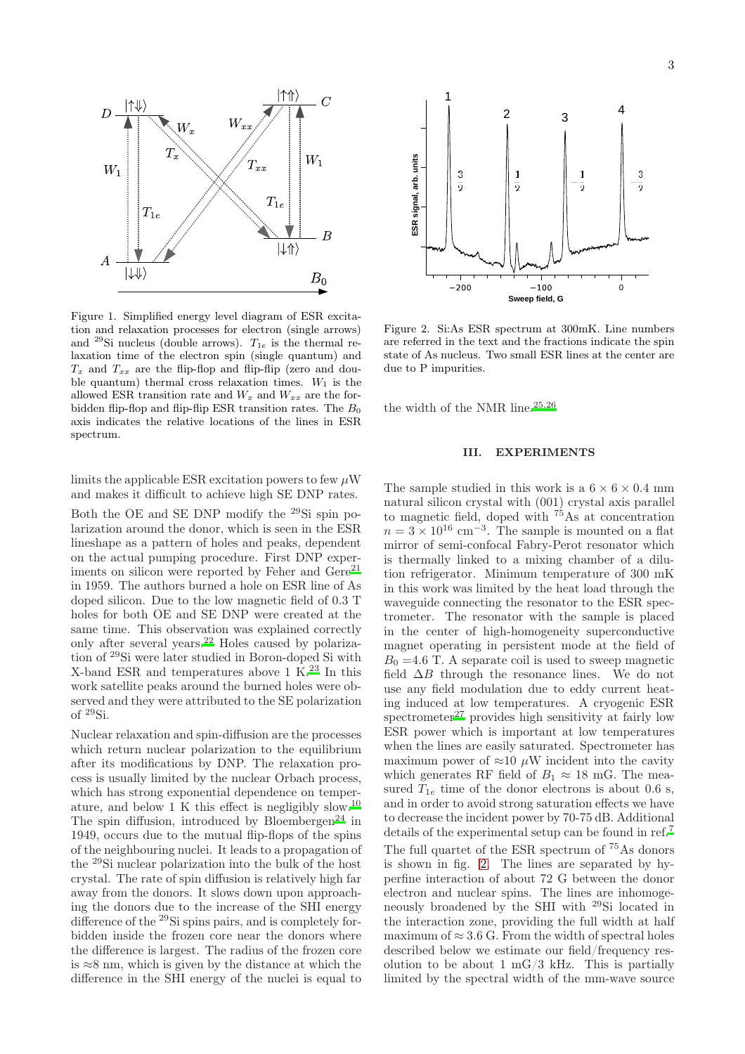Figure 1. Simplified energy level diagram of ESR excitation and relaxation processes for electron (single arrows) and $^{29}$Si nucleus (double arrows). $T_{1e}$ is the thermal relaxation time of the electron spin (single quantum) and $T_x$ and $T_{xx}$ are the flip-flop and flip-flip (zero and double quantum) thermal cross relaxation times. $W_1$ is the allowed ESR transition rate and $W_x$ and $W_{xx}$ are the forbidden flip-flop and flip-flip ESR transition rates. The $B_0$ axis indicates the relative locations of the lines in ESR spectrum.

limits the applicable ESR excitation powers to few $\mu$W and makes it difficult to achieve high SE DNP rates.

Both the OE and SE DNP modify the $^{29}$Si spin polarization around the donor, which is seen in the ESR lineshape as a pattern of holes and peaks, dependent on the actual pumping procedure. First DNP experiments on silicon were reported by Feher and Gere[21] in 1959. The authors burned a hole on ESR line of As doped silicon. Due to the low magnetic field of 0.3 T holes for both OE and SE DNP were created at the same time. This observation was explained correctly only after several years.[22] Holes caused by polarization of $^{29}$Si were later studied in Boron-doped Si with X-band ESR and temperatures above 1 K.[23] In this work satellite peaks around the burned holes were observed and they were attributed to the SE polarization of $^{29}$Si.

Nuclear relaxation and spin-diffusion are the processes which return nuclear polarization to the equilibrium after its modifications by DNP. The relaxation process is usually limited by the nuclear Orbach process, which has strong exponential dependence on temperature, and below 1 K this effect is negligibly slow.[10] The spin diffusion, introduced by Bloembergen[24] in 1949, occurs due to the mutual flip-flops of the spins of the neighbouring nuclei. It leads to a propagation of the $^{29}$Si nuclear polarization into the bulk of the host crystal. The rate of spin diffusion is relatively high far away from the donors. It slows down upon approaching the donors due to the increase of the SHI energy difference of the $^{29}$Si spins pairs, and is completely forbidden inside the frozen core near the donors where the difference is largest. The radius of the frozen core is $\approx$8 nm, which is given by the distance at which the difference in the SHI energy of the nuclei is equal to the width of the NMR line.[25,26]

Figure 2. Si:As ESR spectrum at 300mK. Line numbers are referred in the text and the fractions indicate the spin state of As nucleus. Two small ESR lines at the center are due to P impurities.

## III. EXPERIMENTS

The sample studied in this work is a $6 \times 6 \times 0.4$ mm natural silicon crystal with (001) crystal axis parallel to magnetic field, doped with $^{75}$As at concentration $n = 3 \times 10^{16}$ cm$^{-3}$. The sample is mounted on a flat mirror of semi-confocal Fabry-Perot resonator which is thermally linked to a mixing chamber of a dilution refrigerator. Minimum temperature of 300 mK in this work was limited by the heat load through the waveguide connecting the resonator to the ESR spectrometer. The resonator with the sample is placed in the center of high-homogeneity superconductive magnet operating in persistent mode at the field of $B_0$ =4.6 T. A separate coil is used to sweep magnetic field $\Delta B$ through the resonance lines. We do not use any field modulation due to eddy current heating induced at low temperatures. A cryogenic ESR spectrometer[27] provides high sensitivity at fairly low ESR power which is important at low temperatures when the lines are easily saturated. Spectrometer has maximum power of $\approx$10 $\mu$W incident into the cavity which generates RF field of $B_1 \approx 18$ mG. The measured $T_{1e}$ time of the donor electrons is about 0.6 s, and in order to avoid strong saturation effects we have to decrease the incident power by 70-75 dB. Additional details of the experimental setup can be found in ref.[7]

The full quartet of the ESR spectrum of $^{75}$As donors is shown in fig. 2. The lines are separated by hyperfine interaction of about 72 G between the donor electron and nuclear spins. The lines are inhomogeneously broadened by the SHI with $^{29}$Si located in the interaction zone, providing the full width at half maximum of $\approx$ 3.6 G. From the width of spectral holes described below we estimate our field/frequency resolution to be about 1 mG/3 kHz. This is partially limited by the spectral width of the mm-wave source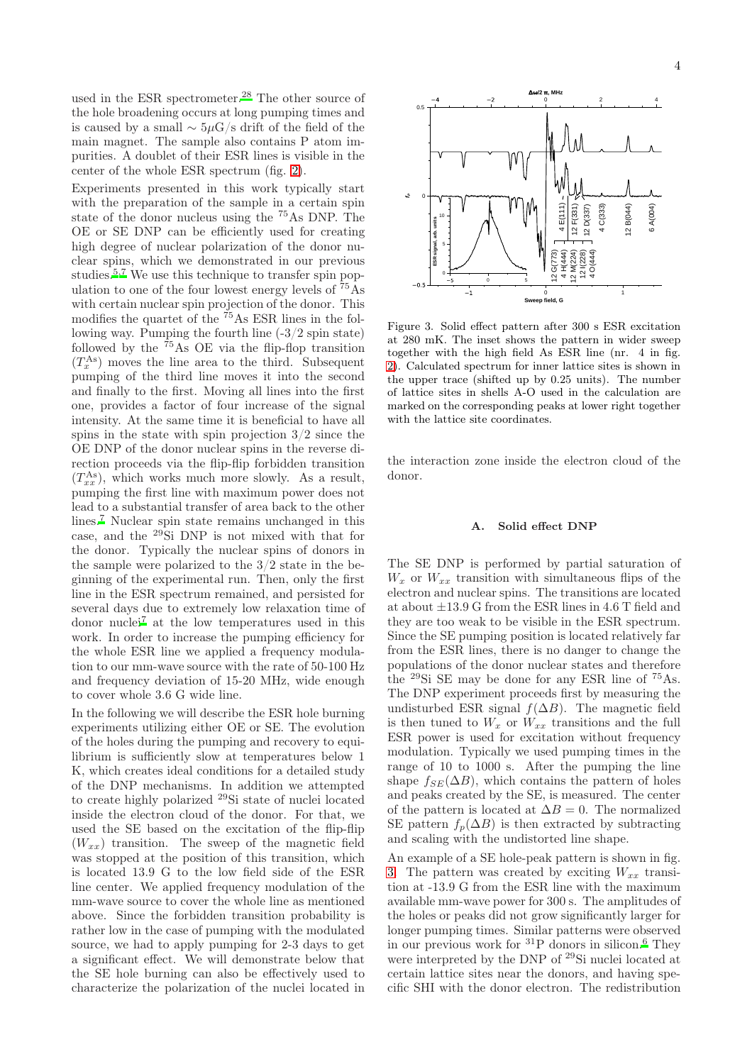used in the ESR spectrometer.[28] The other source of the hole broadening occurs at long pumping times and is caused by a small $\sim 5\mu$G/s drift of the field of the main magnet. The sample also contains P atom impurities. A doublet of their ESR lines is visible in the center of the whole ESR spectrum (fig. 2).

Experiments presented in this work typically start with the preparation of the sample in a certain spin state of the donor nucleus using the $^{75}$As DNP. The OE or SE DNP can be efficiently used for creating high degree of nuclear polarization of the donor nuclear spins, which we demonstrated in our previous studies.[5,7] We use this technique to transfer spin population to one of the four lowest energy levels of $^{75}$As with certain nuclear spin projection of the donor. This modifies the quartet of the $^{75}$As ESR lines in the following way. Pumping the fourth line (-3/2 spin state) followed by the $^{75}$As OE via the flip-flop transition ($T_x^{\rm As}$) moves the line area to the third. Subsequent pumping of the third line moves it into the second and finally to the first. Moving all lines into the first one, provides a factor of four increase of the signal intensity. At the same time it is beneficial to have all spins in the state with spin projection 3/2 since the OE DNP of the donor nuclear spins in the reverse direction proceeds via the flip-flip forbidden transition ($T_{xx}^{\rm As}$), which works much more slowly. As a result, pumping the first line with maximum power does not lead to a substantial transfer of area back to the other lines.[7] Nuclear spin state remains unchanged in this case, and the $^{29}$Si DNP is not mixed with that for the donor. Typically the nuclear spins of donors in the sample were polarized to the 3/2 state in the beginning of the experimental run. Then, only the first line in the ESR spectrum remained, and persisted for several days due to extremely low relaxation time of donor nuclei[7] at the low temperatures used in this work. In order to increase the pumping efficiency for the whole ESR line we applied a frequency modulation to our mm-wave source with the rate of 50-100 Hz and frequency deviation of 15-20 MHz, wide enough to cover whole 3.6 G wide line.

In the following we will describe the ESR hole burning experiments utilizing either OE or SE. The evolution of the holes during the pumping and recovery to equilibrium is sufficiently slow at temperatures below 1 K, which creates ideal conditions for a detailed study of the DNP mechanisms. In addition we attempted to create highly polarized $^{29}$Si state of nuclei located inside the electron cloud of the donor. For that, we used the SE based on the excitation of the flip-flip ($W_{xx}$) transition. The sweep of the magnetic field was stopped at the position of this transition, which is located 13.9 G to the low field side of the ESR line center. We applied frequency modulation of the mm-wave source to cover the whole line as mentioned above. Since the forbidden transition probability is rather low in the case of pumping with the modulated source, we had to apply pumping for 2-3 days to get a significant effect. We will demonstrate below that the SE hole burning can also be effectively used to characterize the polarization of the nuclei located in the interaction zone inside the electron cloud of the donor.

Figure 3. Solid effect pattern after 300 s ESR excitation at 280 mK. The inset shows the pattern in wider sweep together with the high field As ESR line (nr. 4 in fig. 2). Calculated spectrum for inner lattice sites is shown in the upper trace (shifted up by 0.25 units). The number of lattice sites in shells A-O used in the calculation are marked on the corresponding peaks at lower right together with the lattice site coordinates.

### A. Solid effect DNP

The SE DNP is performed by partial saturation of $W_x$ or $W_{xx}$ transition with simultaneous flips of the electron and nuclear spins. The transitions are located at about $\pm$13.9 G from the ESR lines in 4.6 T field and they are too weak to be visible in the ESR spectrum. Since the SE pumping position is located relatively far from the ESR lines, there is no danger to change the populations of the donor nuclear states and therefore the $^{29}$Si SE may be done for any ESR line of $^{75}$As. The DNP experiment proceeds first by measuring the undisturbed ESR signal $f(\Delta B)$. The magnetic field is then tuned to $W_x$ or $W_{xx}$ transitions and the full ESR power is used for excitation without frequency modulation. Typically we used pumping times in the range of 10 to 1000 s. After the pumping the line shape $f_{SE}(\Delta B)$, which contains the pattern of holes and peaks created by the SE, is measured. The center of the pattern is located at $\Delta B = 0$. The normalized SE pattern $f_p(\Delta B)$ is then extracted by subtracting and scaling with the undistorted line shape.

An example of a SE hole-peak pattern is shown in fig. 3. The pattern was created by exciting $W_{xx}$ transition at -13.9 G from the ESR line with the maximum available mm-wave power for 300 s. The amplitudes of the holes or peaks did not grow significantly larger for longer pumping times. Similar patterns were observed in our previous work for $^{31}$P donors in silicon.[6] They were interpreted by the DNP of $^{29}$Si nuclei located at certain lattice sites near the donors, and having specific SHI with the donor electron. The redistribution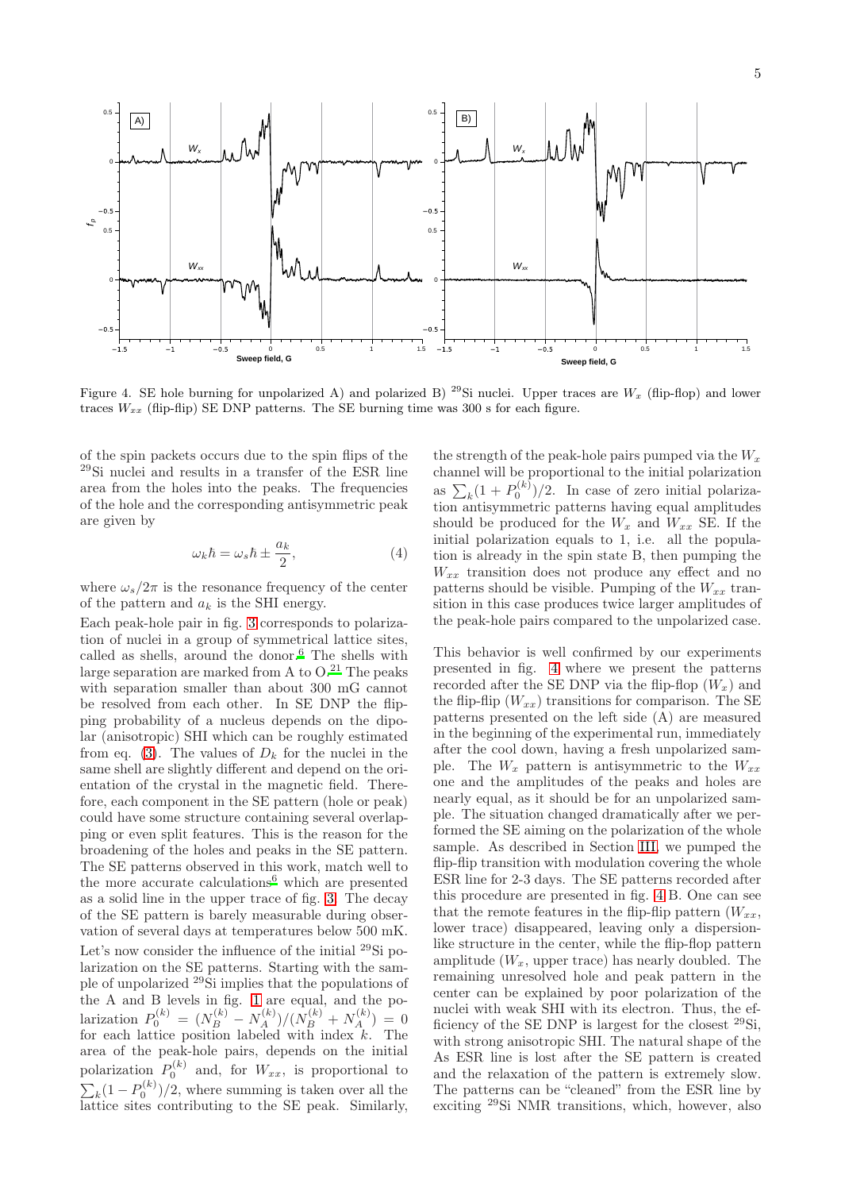Figure 4. SE hole burning for unpolarized A) and polarized B) $^{29}$Si nuclei. Upper traces are $W_x$ (flip-flop) and lower traces $W_{xx}$ (flip-flip) SE DNP patterns. The SE burning time was 300 s for each figure.

of the spin packets occurs due to the spin flips of the $^{29}$Si nuclei and results in a transfer of the ESR line area from the holes into the peaks. The frequencies of the hole and the corresponding antisymmetric peak are given by

$$\omega_k \hbar = \omega_s \hbar \pm \frac{a_k}{2}, \tag{4}$$

where $\omega_s/2\pi$ is the resonance frequency of the center of the pattern and $a_k$ is the SHI energy.

Each peak-hole pair in fig. 3 corresponds to polarization of nuclei in a group of symmetrical lattice sites, called as shells, around the donor.[6] The shells with large separation are marked from A to O.[21] The peaks with separation smaller than about 300 mG cannot be resolved from each other. In SE DNP the flipping probability of a nucleus depends on the dipolar (anisotropic) SHI which can be roughly estimated from eq. (3). The values of $D_k$ for the nuclei in the same shell are slightly different and depend on the orientation of the crystal in the magnetic field. Therefore, each component in the SE pattern (hole or peak) could have some structure containing several overlapping or even split features. This is the reason for the broadening of the holes and peaks in the SE pattern. The SE patterns observed in this work, match well to the more accurate calculations[6] which are presented as a solid line in the upper trace of fig. 3. The decay of the SE pattern is barely measurable during observation of several days at temperatures below 500 mK.

Let's now consider the influence of the initial $^{29}$Si polarization on the SE patterns. Starting with the sample of unpolarized $^{29}$Si implies that the populations of the A and B levels in fig. 1 are equal, and the polarization $P_0^{(k)} = (N_B^{(k)} - N_A^{(k)})/(N_B^{(k)} + N_A^{(k)}) = 0$ for each lattice position labeled with index $k$. The area of the peak-hole pairs, depends on the initial polarization $P_0^{(k)}$ and, for $W_{xx}$, is proportional to $\sum_k (1 - P_0^{(k)})/2$, where summing is taken over all the lattice sites contributing to the SE peak. Similarly, the strength of the peak-hole pairs pumped via the $W_x$ channel will be proportional to the initial polarization as $\sum_k (1 + P_0^{(k)})/2$. In case of zero initial polarization antisymmetric patterns having equal amplitudes should be produced for the $W_x$ and $W_{xx}$ SE. If the initial polarization equals to 1, i.e. all the population is already in the spin state B, then pumping the $W_{xx}$ transition does not produce any effect and no patterns should be visible. Pumping of the $W_{xx}$ transition in this case produces twice larger amplitudes of the peak-hole pairs compared to the unpolarized case.

This behavior is well confirmed by our experiments presented in fig. 4 where we present the patterns recorded after the SE DNP via the flip-flop ($W_x$) and the flip-flip ($W_{xx}$) transitions for comparison. The SE patterns presented on the left side (A) are measured in the beginning of the experimental run, immediately after the cool down, having a fresh unpolarized sample. The $W_x$ pattern is antisymmetric to the $W_{xx}$ one and the amplitudes of the peaks and holes are nearly equal, as it should be for an unpolarized sample. The situation changed dramatically after we performed the SE aiming on the polarization of the whole sample. As described in Section III, we pumped the flip-flip transition with modulation covering the whole ESR line for 2-3 days. The SE patterns recorded after this procedure are presented in fig. 4 B. One can see that the remote features in the flip-flip pattern ($W_{xx}$, lower trace) disappeared, leaving only a dispersion-like structure in the center, while the flip-flop pattern amplitude ($W_x$, upper trace) has nearly doubled. The remaining unresolved hole and peak pattern in the center can be explained by poor polarization of the nuclei with weak SHI with its electron. Thus, the efficiency of the SE DNP is largest for the closest $^{29}$Si, with strong anisotropic SHI. The natural shape of the As ESR line is lost after the SE pattern is created and the relaxation of the pattern is extremely slow. The patterns can be "cleaned" from the ESR line by exciting $^{29}$Si NMR transitions, which, however, also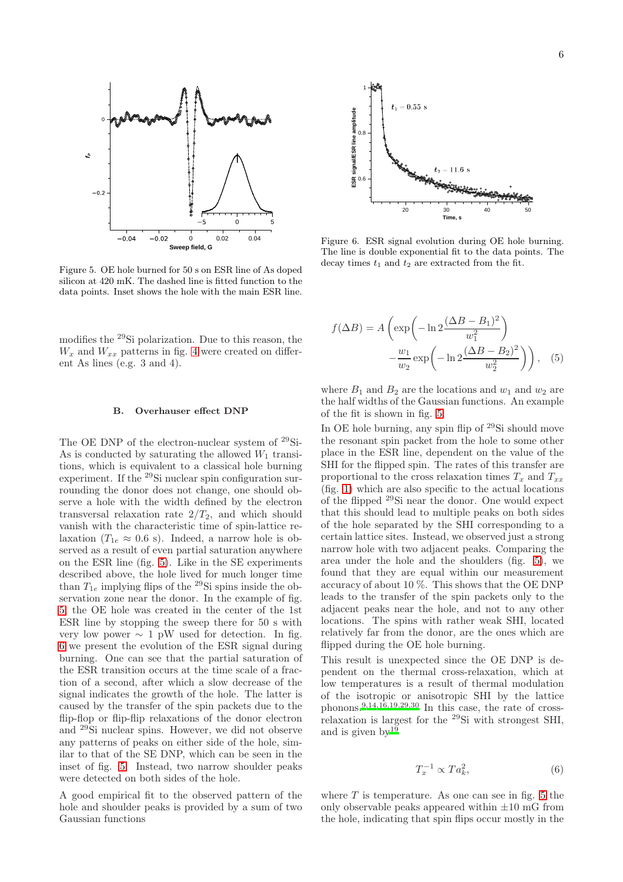Figure 5. OE hole burned for 50 s on ESR line of As doped silicon at 420 mK. The dashed line is fitted function to the data points. Inset shows the hole with the main ESR line.

modifies the $^{29}$Si polarization. Due to this reason, the $W_x$ and $W_{xx}$ patterns in fig. 4 were created on different As lines (e.g. 3 and 4).

### B. Overhauser effect DNP

The OE DNP of the electron-nuclear system of $^{29}$Si-As is conducted by saturating the allowed $W_1$ transitions, which is equivalent to a classical hole burning experiment. If the $^{29}$Si nuclear spin configuration surrounding the donor does not change, one should observe a hole with the width defined by the electron transversal relaxation rate $2/T_2$, and which should vanish with the characteristic time of spin-lattice relaxation ($T_{1e} \approx 0.6$ s). Indeed, a narrow hole is observed as a result of even partial saturation anywhere on the ESR line (fig. 5). Like in the SE experiments described above, the hole lived for much longer time than $T_{1e}$ implying flips of the $^{29}$Si spins inside the observation zone near the donor. In the example of fig. 5 the OE hole was created in the center of the 1st ESR line by stopping the sweep there for 50 s with very low power $\sim 1$ pW used for detection. In fig. 6 we present the evolution of the ESR signal during burning. One can see that the partial saturation of the ESR transition occurs at the time scale of a fraction of a second, after which a slow decrease of the signal indicates the growth of the hole. The latter is caused by the transfer of the spin packets due to the flip-flop or flip-flip relaxations of the donor electron and $^{29}$Si nuclear spins. However, we did not observe any patterns of peaks on either side of the hole, similar to that of the SE DNP, which can be seen in the inset of fig. 5. Instead, two narrow shoulder peaks were detected on both sides of the hole.

A good empirical fit to the observed pattern of the hole and shoulder peaks is provided by a sum of two Gaussian functions

Figure 6. ESR signal evolution during OE hole burning. The line is double exponential fit to the data points. The decay times $t_1$ and $t_2$ are extracted from the fit.

$$f(\Delta B) = A\left(\exp\left(-\ln 2\frac{(\Delta B - B_1)^2}{w_1^2}\right) - \frac{w_1}{w_2}\exp\left(-\ln 2\frac{(\Delta B - B_2)^2}{w_2^2}\right)\right), \quad (5)$$

where $B_1$ and $B_2$ are the locations and $w_1$ and $w_2$ are the half widths of the Gaussian functions. An example of the fit is shown in fig. 5.

In OE hole burning, any spin flip of $^{29}$Si should move the resonant spin packet from the hole to some other place in the ESR line, dependent on the value of the SHI for the flipped spin. The rates of this transfer are proportional to the cross relaxation times $T_x$ and $T_{xx}$ (fig. 1) which are also specific to the actual locations of the flipped $^{29}$Si near the donor. One would expect that this should lead to multiple peaks on both sides of the hole separated by the SHI corresponding to a certain lattice sites. Instead, we observed just a strong narrow hole with two adjacent peaks. Comparing the area under the hole and the shoulders (fig. 5), we found that they are equal within our measurement accuracy of about 10 %. This shows that the OE DNP leads to the transfer of the spin packets only to the adjacent peaks near the hole, and not to any other locations. The spins with rather weak SHI, located relatively far from the donor, are the ones which are flipped during the OE hole burning.

This result is unexpected since the OE DNP is dependent on the thermal cross-relaxation, which at low temperatures is a result of thermal modulation of the isotropic or anisotropic SHI by the lattice phonons.[9,14,16,19,29,30] In this case, the rate of cross-relaxation is largest for the $^{29}$Si with strongest SHI, and is given by[19]

$$T_x^{-1} \propto Ta_k^2, \quad (6)$$

where $T$ is temperature. As one can see in fig. 5 the only observable peaks appeared within $\pm 10$ mG from the hole, indicating that spin flips occur mostly in the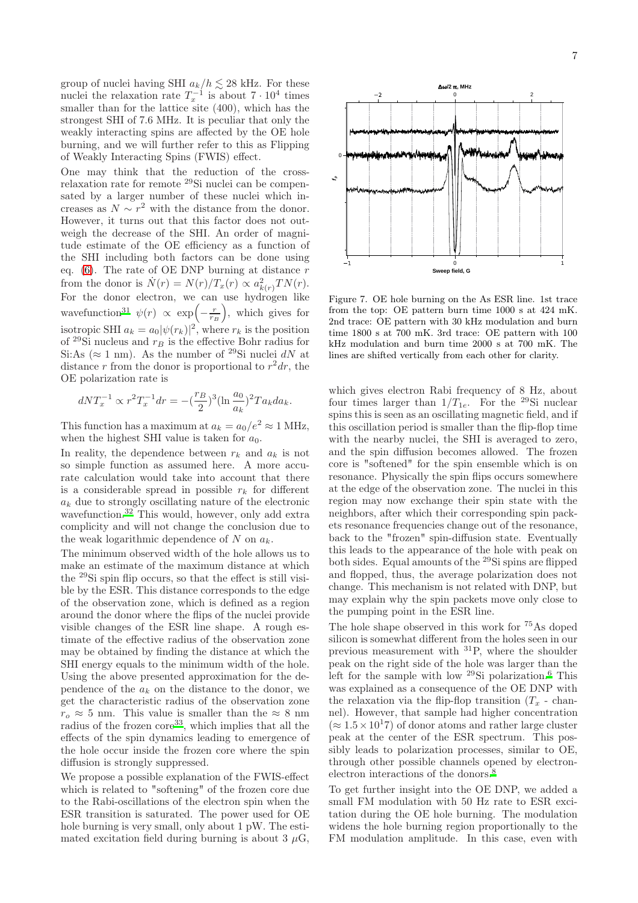group of nuclei having SHI $a_k/h \lesssim 28$ kHz. For these nuclei the relaxation rate $T_x^{-1}$ is about $7 \cdot 10^4$ times smaller than for the lattice site (400), which has the strongest SHI of 7.6 MHz. It is peculiar that only the weakly interacting spins are affected by the OE hole burning, and we will further refer to this as Flipping of Weakly Interacting Spins (FWIS) effect.

One may think that the reduction of the cross-relaxation rate for remote $^{29}$Si nuclei can be compensated by a larger number of these nuclei which increases as $N \sim r^2$ with the distance from the donor. However, it turns out that this factor does not outweigh the decrease of the SHI. An order of magnitude estimate of the OE efficiency as a function of the SHI including both factors can be done using eq. (6). The rate of OE DNP burning at distance $r$ from the donor is $\dot{N}(r) = N(r)/T_x(r) \propto a_{k(r)}^2 TN(r)$. For the donor electron, we can use hydrogen like wavefunction[31] $\psi(r) \propto \exp\left(-\frac{r}{r_B}\right)$, which gives for isotropic SHI $a_k = a_0|\psi(r_k)|^2$, where $r_k$ is the position of $^{29}$Si nucleus and $r_B$ is the effective Bohr radius for Si:As ($\approx 1$ nm). As the number of $^{29}$Si nuclei $dN$ at distance $r$ from the donor is proportional to $r^2dr$, the OE polarization rate is

$$dNT_x^{-1} \propto r^2T_x^{-1}dr = -(\frac{r_B}{2})^3(\ln\frac{a_0}{a_k})^2Ta_kda_k.$$

This function has a maximum at $a_k = a_0/e^2 \approx 1$ MHz, when the highest SHI value is taken for $a_0$.

In reality, the dependence between $r_k$ and $a_k$ is not so simple function as assumed here. A more accurate calculation would take into account that there is a considerable spread in possible $r_k$ for different $a_k$ due to strongly oscillating nature of the electronic wavefunction.[32] This would, however, only add extra complicity and will not change the conclusion due to the weak logarithmic dependence of $N$ on $a_k$.

The minimum observed width of the hole allows us to make an estimate of the maximum distance at which the $^{29}$Si spin flip occurs, so that the effect is still visible by the ESR. This distance corresponds to the edge of the observation zone, which is defined as a region around the donor where the flips of the nuclei provide visible changes of the ESR line shape. A rough estimate of the effective radius of the observation zone may be obtained by finding the distance at which the SHI energy equals to the minimum width of the hole. Using the above presented approximation for the dependence of the $a_k$ on the distance to the donor, we get the characteristic radius of the observation zone $r_o \approx 5$ nm. This value is smaller than the $\approx 8$ nm radius of the frozen core[33], which implies that all the effects of the spin dynamics leading to emergence of the hole occur inside the frozen core where the spin diffusion is strongly suppressed.

We propose a possible explanation of the FWIS-effect which is related to "softening" of the frozen core due to the Rabi-oscillations of the electron spin when the ESR transition is saturated. The power used for OE hole burning is very small, only about 1 pW. The estimated excitation field during burning is about 3 $\mu$G,

Figure 7. OE hole burning on the As ESR line. 1st trace from the top: OE pattern burn time 1000 s at 424 mK. 2nd trace: OE pattern with 30 kHz modulation and burn time 1800 s at 700 mK. 3rd trace: OE pattern with 100 kHz modulation and burn time 2000 s at 700 mK. The lines are shifted vertically from each other for clarity.

which gives electron Rabi frequency of 8 Hz, about four times larger than $1/T_{1e}$. For the $^{29}$Si nuclear spins this is seen as an oscillating magnetic field, and if this oscillation period is smaller than the flip-flop time with the nearby nuclei, the SHI is averaged to zero, and the spin diffusion becomes allowed. The frozen core is "softened" for the spin ensemble which is on resonance. Physically the spin flips occurs somewhere at the edge of the observation zone. The nuclei in this region may now exchange their spin state with the neighbors, after which their corresponding spin packets resonance frequencies change out of the resonance, back to the "frozen" spin-diffusion state. Eventually this leads to the appearance of the hole with peak on both sides. Equal amounts of the $^{29}$Si spins are flipped and flopped, thus, the average polarization does not change. This mechanism is not related with DNP, but may explain why the spin packets move only close to the pumping point in the ESR line.

The hole shape observed in this work for $^{75}$As doped silicon is somewhat different from the holes seen in our previous measurement with $^{31}$P, where the shoulder peak on the right side of the hole was larger than the left for the sample with low $^{29}$Si polarization.[6] This was explained as a consequence of the OE DNP with the relaxation via the flip-flop transition ($T_x$ - channel). However, that sample had higher concentration ($\approx 1.5 \times 10^17$) of donor atoms and rather large cluster peak at the center of the ESR spectrum. This possibly leads to polarization processes, similar to OE, through other possible channels opened by electron-electron interactions of the donors.[8]

To get further insight into the OE DNP, we added a small FM modulation with 50 Hz rate to ESR excitation during the OE hole burning. The modulation widens the hole burning region proportionally to the FM modulation amplitude. In this case, even with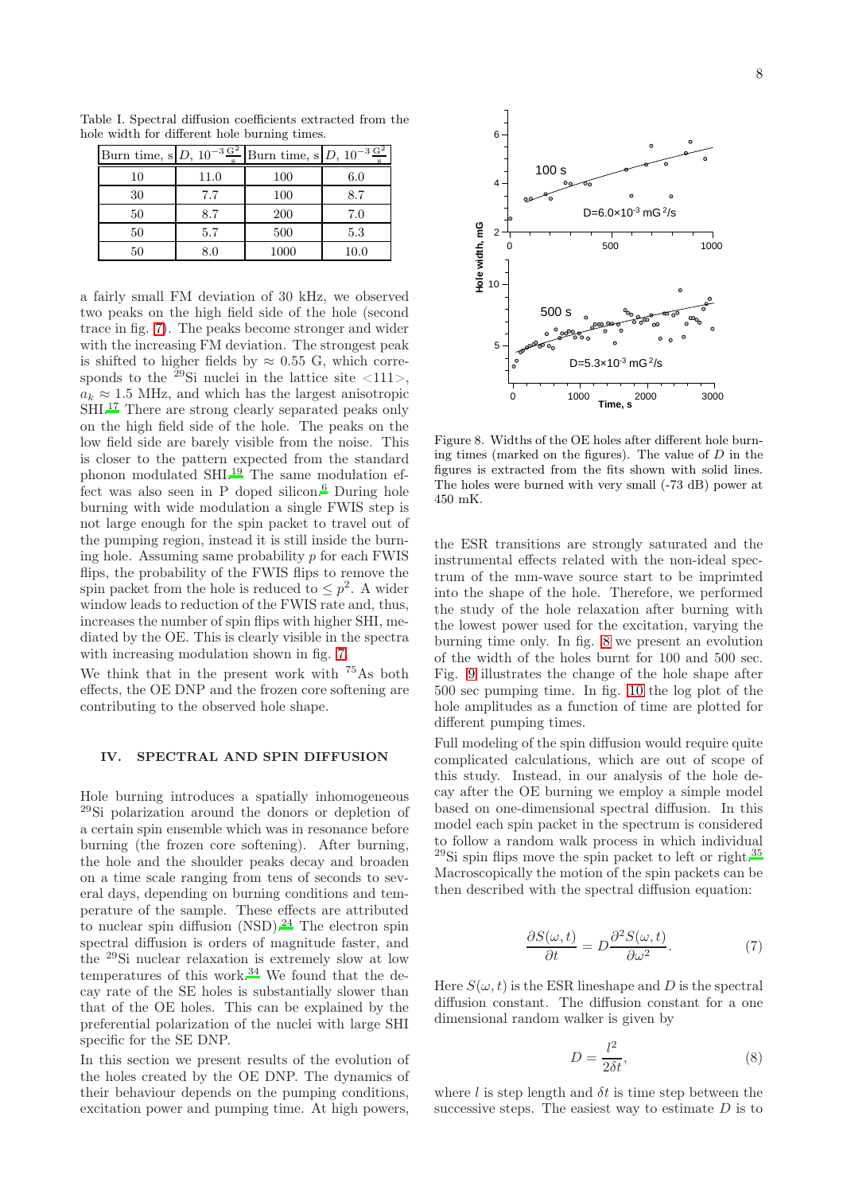Table I. Spectral diffusion coefficients extracted from the hole width for different hole burning times.

| Burn time, s | $D$, $10^{-3}\,\frac{\mathrm{G}^2}{\mathrm{s}}$ | Burn time, s | $D$, $10^{-3}\,\frac{\mathrm{G}^2}{\mathrm{s}}$ |
|---|---|---|---|
| 10 | 11.0 | 100 | 6.0 |
| 30 | 7.7 | 100 | 8.7 |
| 50 | 8.7 | 200 | 7.0 |
| 50 | 5.7 | 500 | 5.3 |
| 50 | 8.0 | 1000 | 10.0 |

a fairly small FM deviation of 30 kHz, we observed two peaks on the high field side of the hole (second trace in fig. 7). The peaks become stronger and wider with the increasing FM deviation. The strongest peak is shifted to higher fields by $\approx 0.55$ G, which corresponds to the $^{29}$Si nuclei in the lattice site <111>, $a_k \approx 1.5$ MHz, and which has the largest anisotropic SHI.[17] There are strong clearly separated peaks only on the high field side of the hole. The peaks on the low field side are barely visible from the noise. This is closer to the pattern expected from the standard phonon modulated SHI.[19] The same modulation effect was also seen in P doped silicon.[6] During hole burning with wide modulation a single FWIS step is not large enough for the spin packet to travel out of the pumping region, instead it is still inside the burning hole. Assuming same probability $p$ for each FWIS flips, the probability of the FWIS flips to remove the spin packet from the hole is reduced to $\leq p^2$. A wider window leads to reduction of the FWIS rate and, thus, increases the number of spin flips with higher SHI, mediated by the OE. This is clearly visible in the spectra with increasing modulation shown in fig. 7.

We think that in the present work with $^{75}$As both effects, the OE DNP and the frozen core softening are contributing to the observed hole shape.

## IV. SPECTRAL AND SPIN DIFFUSION

Hole burning introduces a spatially inhomogeneous $^{29}$Si polarization around the donors or depletion of a certain spin ensemble which was in resonance before burning (the frozen core softening). After burning, the hole and the shoulder peaks decay and broaden on a time scale ranging from tens of seconds to several days, depending on burning conditions and temperature of the sample. These effects are attributed to nuclear spin diffusion (NSD).[24] The electron spin spectral diffusion is orders of magnitude faster, and the $^{29}$Si nuclear relaxation is extremely slow at low temperatures of this work.[34] We found that the decay rate of the SE holes is substantially slower than that of the OE holes. This can be explained by the preferential polarization of the nuclei with large SHI specific for the SE DNP.

In this section we present results of the evolution of the holes created by the OE DNP. The dynamics of their behaviour depends on the pumping conditions, excitation power and pumping time. At high powers, the ESR transitions are strongly saturated and the instrumental effects related with the non-ideal spectrum of the mm-wave source start to be imprimted into the shape of the hole. Therefore, we performed the study of the hole relaxation after burning with the lowest power used for the excitation, varying the burning time only. In fig. 8 we present an evolution of the width of the holes burnt for 100 and 500 sec. Fig. 9 illustrates the change of the hole shape after 500 sec pumping time. In fig. 10 the log plot of the hole amplitudes as a function of time are plotted for different pumping times.

Figure 8. Widths of the OE holes after different hole burning times (marked on the figures). The value of $D$ in the figures is extracted from the fits shown with solid lines. The holes were burned with very small (-73 dB) power at 450 mK.

Full modeling of the spin diffusion would require quite complicated calculations, which are out of scope of this study. Instead, in our analysis of the hole decay after the OE burning we employ a simple model based on one-dimensional spectral diffusion. In this model each spin packet in the spectrum is considered to follow a random walk process in which individual $^{29}$Si spin flips move the spin packet to left or right.[35] Macroscopically the motion of the spin packets can be then described with the spectral diffusion equation:

$$\frac{\partial S(\omega,t)}{\partial t} = D\frac{\partial^2 S(\omega,t)}{\partial \omega^2}. \tag{7}$$

Here $S(\omega,t)$ is the ESR lineshape and $D$ is the spectral diffusion constant. The diffusion constant for a one dimensional random walker is given by

$$D = \frac{l^2}{2\delta t}, \tag{8}$$

where $l$ is step length and $\delta t$ is time step between the successive steps. The easiest way to estimate $D$ is to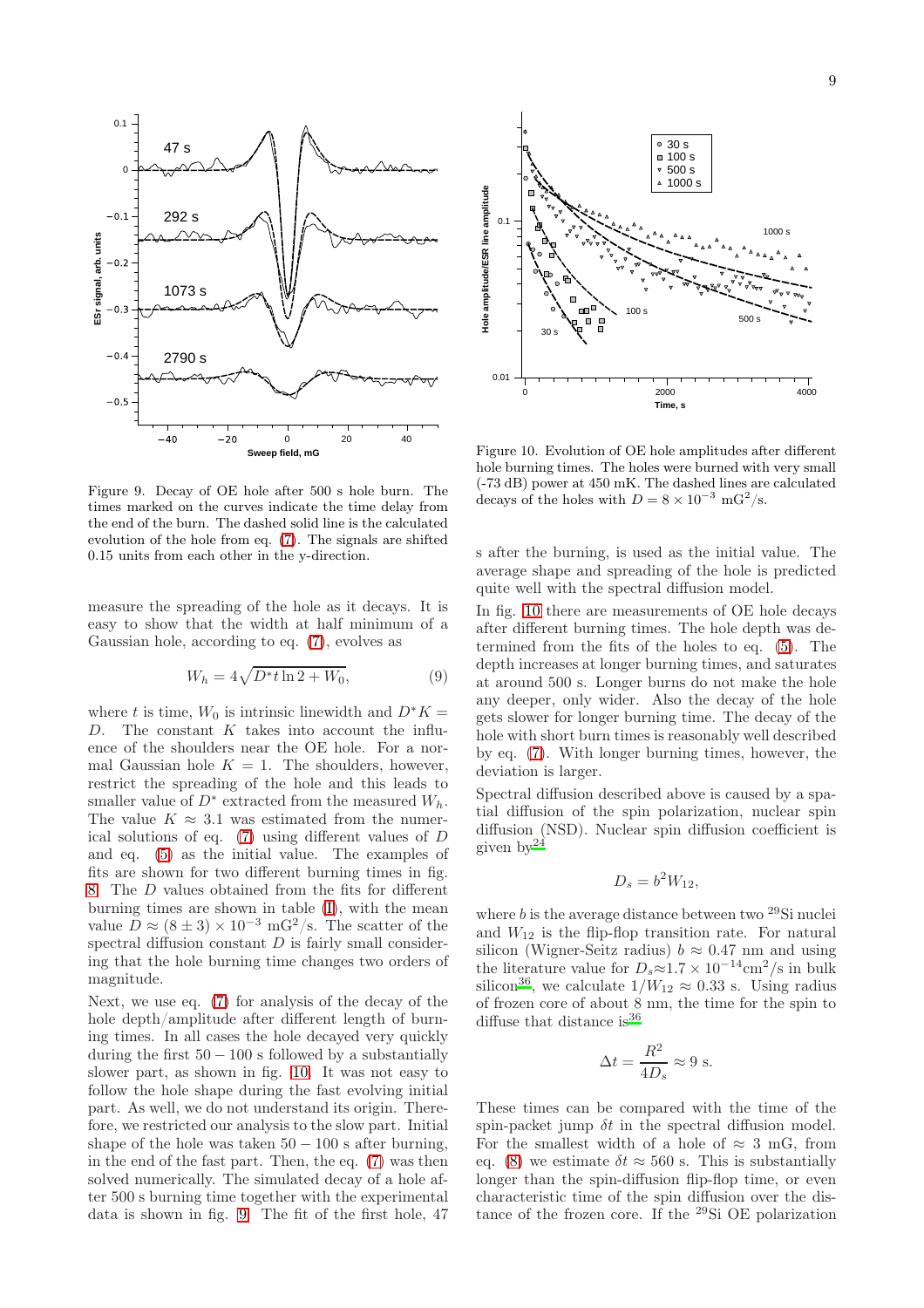Figure 9. Decay of OE hole after 500 s hole burn. The times marked on the curves indicate the time delay from the end of the burn. The dashed solid line is the calculated evolution of the hole from eq. (7). The signals are shifted 0.15 units from each other in the y-direction.

Figure 10. Evolution of OE hole amplitudes after different hole burning times. The holes were burned with very small (-73 dB) power at 450 mK. The dashed lines are calculated decays of the holes with $D = 8 \times 10^{-3}$ mG$^2$/s.

measure the spreading of the hole as it decays. It is easy to show that the width at half minimum of a Gaussian hole, according to eq. (7), evolves as

$$W_h = 4\sqrt{D^* t \ln 2 + W_0}, \tag{9}$$

where $t$ is time, $W_0$ is intrinsic linewidth and $D^* K = D$. The constant $K$ takes into account the influence of the shoulders near the OE hole. For a normal Gaussian hole $K = 1$. The shoulders, however, restrict the spreading of the hole and this leads to smaller value of $D^*$ extracted from the measured $W_h$. The value $K \approx 3.1$ was estimated from the numerical solutions of eq. (7) using different values of $D$ and eq. (5) as the initial value. The examples of fits are shown for two different burning times in fig. 8. The $D$ values obtained from the fits for different burning times are shown in table (I), with the mean value $D \approx (8 \pm 3) \times 10^{-3}$ mG$^2$/s. The scatter of the spectral diffusion constant $D$ is fairly small considering that the hole burning time changes two orders of magnitude.

Next, we use eq. (7) for analysis of the decay of the hole depth/amplitude after different length of burning times. In all cases the hole decayed very quickly during the first $50 - 100$ s followed by a substantially slower part, as shown in fig. 10. It was not easy to follow the hole shape during the fast evolving initial part. As well, we do not understand its origin. Therefore, we restricted our analysis to the slow part. Initial shape of the hole was taken $50 - 100$ s after burning, in the end of the fast part. Then, the eq. (7) was then solved numerically. The simulated decay of a hole after 500 s burning time together with the experimental data is shown in fig. 9. The fit of the first hole, 47 s after the burning, is used as the initial value. The average shape and spreading of the hole is predicted quite well with the spectral diffusion model.

In fig. 10 there are measurements of OE hole decays after different burning times. The hole depth was determined from the fits of the holes to eq. (5). The depth increases at longer burning times, and saturates at around 500 s. Longer burns do not make the hole any deeper, only wider. Also the decay of the hole gets slower for longer burning time. The decay of the hole with short burn times is reasonably well described by eq. (7). With longer burning times, however, the deviation is larger.

Spectral diffusion described above is caused by a spatial diffusion of the spin polarization, nuclear spin diffusion (NSD). Nuclear spin diffusion coefficient is given by[24]

$$D_s = b^2 W_{12},$$

where $b$ is the average distance between two $^{29}$Si nuclei and $W_{12}$ is the flip-flop transition rate. For natural silicon (Wigner-Seitz radius) $b \approx 0.47$ nm and using the literature value for $D_s \approx 1.7 \times 10^{-14}$cm$^2$/s in bulk silicon[36], we calculate $1/W_{12} \approx 0.33$ s. Using radius of frozen core of about 8 nm, the time for the spin to diffuse that distance is[36]

$$\Delta t = \frac{R^2}{4D_s} \approx 9 \text{ s}.$$

These times can be compared with the time of the spin-packet jump $\delta t$ in the spectral diffusion model. For the smallest width of a hole of $\approx 3$ mG, from eq. (8) we estimate $\delta t \approx 560$ s. This is substantially longer than the spin-diffusion flip-flop time, or even characteristic time of the spin diffusion over the distance of the frozen core. If the $^{29}$Si OE polarization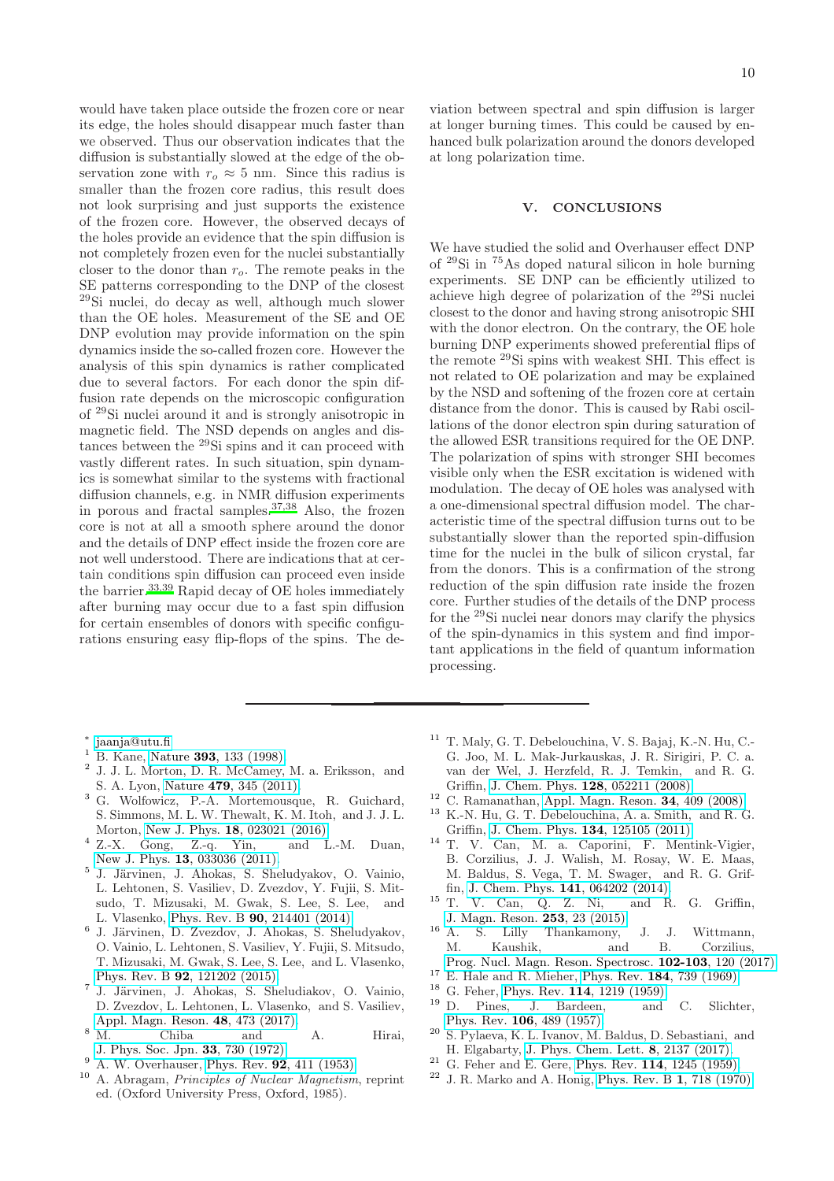would have taken place outside the frozen core or near its edge, the holes should disappear much faster than we observed. Thus our observation indicates that the diffusion is substantially slowed at the edge of the observation zone with $r_o \approx 5$ nm. Since this radius is smaller than the frozen core radius, this result does not look surprising and just supports the existence of the frozen core. However, the observed decays of the holes provide an evidence that the spin diffusion is not completely frozen even for the nuclei substantially closer to the donor than $r_o$. The remote peaks in the SE patterns corresponding to the DNP of the closest $^{29}$Si nuclei, do decay as well, although much slower than the OE holes. Measurement of the SE and OE DNP evolution may provide information on the spin dynamics inside the so-called frozen core. However the analysis of this spin dynamics is rather complicated due to several factors. For each donor the spin diffusion rate depends on the microscopic configuration of $^{29}$Si nuclei around it and is strongly anisotropic in magnetic field. The NSD depends on angles and distances between the $^{29}$Si spins and it can proceed with vastly different rates. In such situation, spin dynamics is somewhat similar to the systems with fractional diffusion channels, e.g. in NMR diffusion experiments in porous and fractal samples.[37,38] Also, the frozen core is not at all a smooth sphere around the donor and the details of DNP effect inside the frozen core are not well understood. There are indications that at certain conditions spin diffusion can proceed even inside the barrier.[33,39] Rapid decay of OE holes immediately after burning may occur due to a fast spin diffusion for certain ensembles of donors with specific configurations ensuring easy flip-flops of the spins. The deviation between spectral and spin diffusion is larger at longer burning times. This could be caused by enhanced bulk polarization around the donors developed at long polarization time.

## V. CONCLUSIONS

We have studied the solid and Overhauser effect DNP of $^{29}$Si in $^{75}$As doped natural silicon in hole burning experiments. SE DNP can be efficiently utilized to achieve high degree of polarization of the $^{29}$Si nuclei closest to the donor and having strong anisotropic SHI with the donor electron. On the contrary, the OE hole burning DNP experiments showed preferential flips of the remote $^{29}$Si spins with weakest SHI. This effect is not related to OE polarization and may be explained by the NSD and softening of the frozen core at certain distance from the donor. This is caused by Rabi oscillations of the donor electron spin during saturation of the allowed ESR transitions required for the OE DNP. The polarization of spins with stronger SHI becomes visible only when the ESR excitation is widened with modulation. The decay of OE holes was analysed with a one-dimensional spectral diffusion model. The characteristic time of the spectral diffusion turns out to be substantially slower than the reported spin-diffusion time for the nuclei in the bulk of silicon crystal, far from the donors. This is a confirmation of the strong reduction of the spin diffusion rate inside the frozen core. Further studies of the details of the DNP process for the $^{29}$Si nuclei near donors may clarify the physics of the spin-dynamics in this system and find important applications in the field of quantum information processing.

---

\* jaanja@utu.fi

[1] B. Kane, Nature **393**, 133 (1998).

[2] J. J. L. Morton, D. R. McCamey, M. a. Eriksson, and S. A. Lyon, Nature **479**, 345 (2011).

[3] G. Wolfowicz, P.-A. Mortemousque, R. Guichard, S. Simmons, M. L. W. Thewalt, K. M. Itoh, and J. J. L. Morton, New J. Phys. **18**, 023021 (2016).

[4] Z.-X. Gong, Z.-q. Yin, and L.-M. Duan, New J. Phys. **13**, 033036 (2011).

[5] J. Järvinen, J. Ahokas, S. Sheludyakov, O. Vainio, L. Lehtonen, S. Vasiliev, D. Zvezdov, Y. Fujii, S. Mitsudo, T. Mizusaki, M. Gwak, S. Lee, S. Lee, and L. Vlasenko, Phys. Rev. B **90**, 214401 (2014).

[6] J. Järvinen, D. Zvezdov, J. Ahokas, S. Sheludyakov, O. Vainio, L. Lehtonen, S. Vasiliev, Y. Fujii, S. Mitsudo, T. Mizusaki, M. Gwak, S. Lee, S. Lee, and L. Vlasenko, Phys. Rev. B **92**, 121202 (2015).

[7] J. Järvinen, J. Ahokas, S. Sheludiakov, O. Vainio, D. Zvezdov, L. Lehtonen, L. Vlasenko, and S. Vasiliev, Appl. Magn. Reson. **48**, 473 (2017).

[8] M. Chiba and A. Hirai, J. Phys. Soc. Jpn. **33**, 730 (1972).

[9] A. W. Overhauser, Phys. Rev. **92**, 411 (1953).

[10] A. Abragam, *Principles of Nuclear Magnetism*, reprint ed. (Oxford University Press, Oxford, 1985).

[11] T. Maly, G. T. Debelouchina, V. S. Bajaj, K.-N. Hu, C.-G. Joo, M. L. Mak-Jurkauskas, J. R. Sirigiri, P. C. a. van der Wel, J. Herzfeld, R. J. Temkin, and R. G. Griffin, J. Chem. Phys. **128**, 052211 (2008).

[12] C. Ramanathan, Appl. Magn. Reson. **34**, 409 (2008).

[13] K.-N. Hu, G. T. Debelouchina, A. a. Smith, and R. G. Griffin, J. Chem. Phys. **134**, 125105 (2011).

[14] T. V. Can, M. a. Caporini, F. Mentink-Vigier, B. Corzilius, J. J. Walish, M. Rosay, W. E. Maas, M. Baldus, S. Vega, T. M. Swager, and R. G. Griffin, J. Chem. Phys. **141**, 064202 (2014).

[15] T. V. Can, Q. Z. Ni, and R. G. Griffin, J. Magn. Reson. **253**, 23 (2015).

[16] A. S. Lilly Thankamony, J. J. Wittmann, M. Kaushik, and B. Corzilius, Prog. Nucl. Magn. Reson. Spectrosc. **102-103**, 120 (2017).

[17] E. Hale and R. Mieher, Phys. Rev. **184**, 739 (1969).

[18] G. Feher, Phys. Rev. **114**, 1219 (1959).

[19] D. Pines, J. Bardeen, and C. Slichter, Phys. Rev. **106**, 489 (1957).

[20] S. Pylaeva, K. L. Ivanov, M. Baldus, D. Sebastiani, and H. Elgabarty, J. Phys. Chem. Lett. **8**, 2137 (2017).

[21] G. Feher and E. Gere, Phys. Rev. **114**, 1245 (1959).

[22] J. R. Marko and A. Honig, Phys. Rev. B **1**, 718 (1970).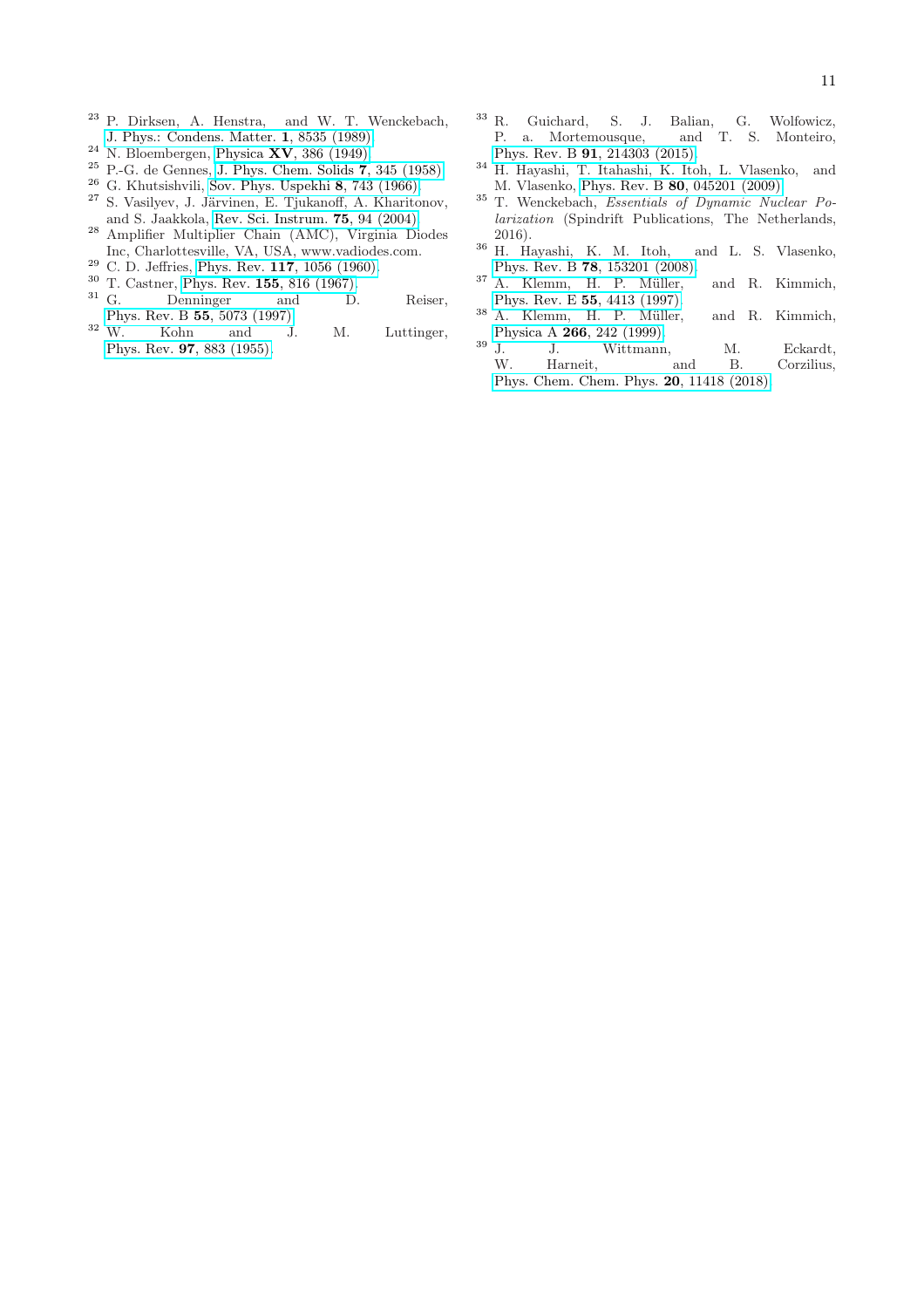[23] P. Dirksen, A. Henstra, and W. T. Wenckebach, J. Phys.: Condens. Matter. **1**, 8535 (1989).

[24] N. Bloembergen, Physica **XV**, 386 (1949).

[25] P.-G. de Gennes, J. Phys. Chem. Solids **7**, 345 (1958).

[26] G. Khutsishvili, Sov. Phys. Uspekhi **8**, 743 (1966).

[27] S. Vasilyev, J. Järvinen, E. Tjukanoff, A. Kharitonov, and S. Jaakkola, Rev. Sci. Instrum. **75**, 94 (2004).

[28] Amplifier Multiplier Chain (AMC), Virginia Diodes Inc, Charlottesville, VA, USA, www.vadiodes.com.

[29] C. D. Jeffries, Phys. Rev. **117**, 1056 (1960).

[30] T. Castner, Phys. Rev. **155**, 816 (1967).

[31] G. Denninger and D. Reiser, Phys. Rev. B **55**, 5073 (1997).

[32] W. Kohn and J. M. Luttinger, Phys. Rev. **97**, 883 (1955).

[33] R. Guichard, S. J. Balian, G. Wolfowicz, P. a. Mortemousque, and T. S. Monteiro, Phys. Rev. B **91**, 214303 (2015).

[34] H. Hayashi, T. Itahashi, K. Itoh, L. Vlasenko, and M. Vlasenko, Phys. Rev. B **80**, 045201 (2009).

[35] T. Wenckebach, *Essentials of Dynamic Nuclear Polarization* (Spindrift Publications, The Netherlands, 2016).

[36] H. Hayashi, K. M. Itoh, and L. S. Vlasenko, Phys. Rev. B **78**, 153201 (2008).

[37] A. Klemm, H. P. Müller, and R. Kimmich, Phys. Rev. E **55**, 4413 (1997).

[38] A. Klemm, H. P. Müller, and R. Kimmich, Physica A **266**, 242 (1999).

[39] J. J. Wittmann, M. Eckardt, W. Harneit, and B. Corzilius, Phys. Chem. Chem. Phys. **20**, 11418 (2018).